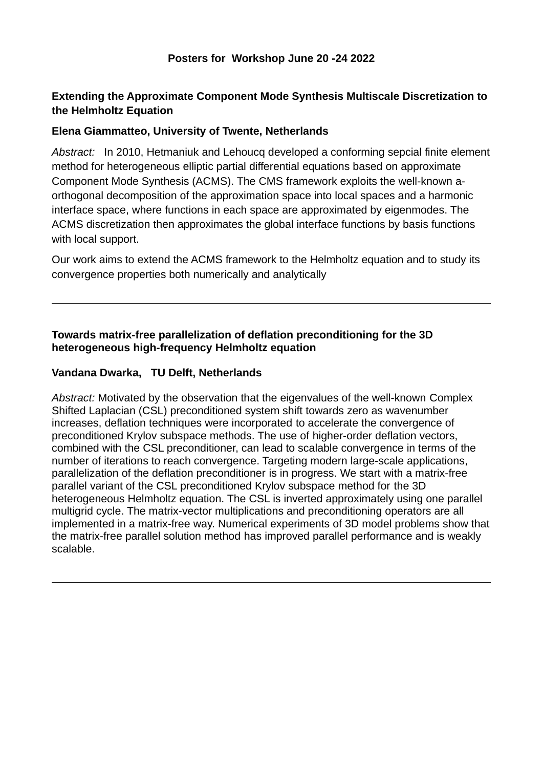# Posters for Workshop June 20 -24 2022

## Extending the Approximate Component Mode Synthesis Multiscale Discretization to the Helmholtz Equation

**Elena Giammatteo, University of Twente, Netherlands**

*Abstract:* In 2010, Hetmaniuk and Lehoucq developed a conforming sepcial finite element method for heterogeneous elliptic partial differential equations based on approximate Component Mode Synthesis (ACMS). The CMS framework exploits the well-known a-orthogonal decomposition of the approximation space into local spaces and a harmonic interface space, where functions in each space are approximated by eigenmodes. The ACMS discretization then approximates the global interface functions by basis functions with local support.

Our work aims to extend the ACMS framework to the Helmholtz equation and to study its convergence properties both numerically and analytically

---

## Towards matrix-free parallelization of deflation preconditioning for the 3D heterogeneous high-frequency Helmholtz equation

**Vandana Dwarka, TU Delft, Netherlands**

*Abstract:* Motivated by the observation that the eigenvalues of the well-known Complex Shifted Laplacian (CSL) preconditioned system shift towards zero as wavenumber increases, deflation techniques were incorporated to accelerate the convergence of preconditioned Krylov subspace methods. The use of higher-order deflation vectors, combined with the CSL preconditioner, can lead to scalable convergence in terms of the number of iterations to reach convergence. Targeting modern large-scale applications, parallelization of the deflation preconditioner is in progress. We start with a matrix-free parallel variant of the CSL preconditioned Krylov subspace method for the 3D heterogeneous Helmholtz equation. The CSL is inverted approximately using one parallel multigrid cycle. The matrix-vector multiplications and preconditioning operators are all implemented in a matrix-free way. Numerical experiments of 3D model problems show that the matrix-free parallel solution method has improved parallel performance and is weakly scalable.

---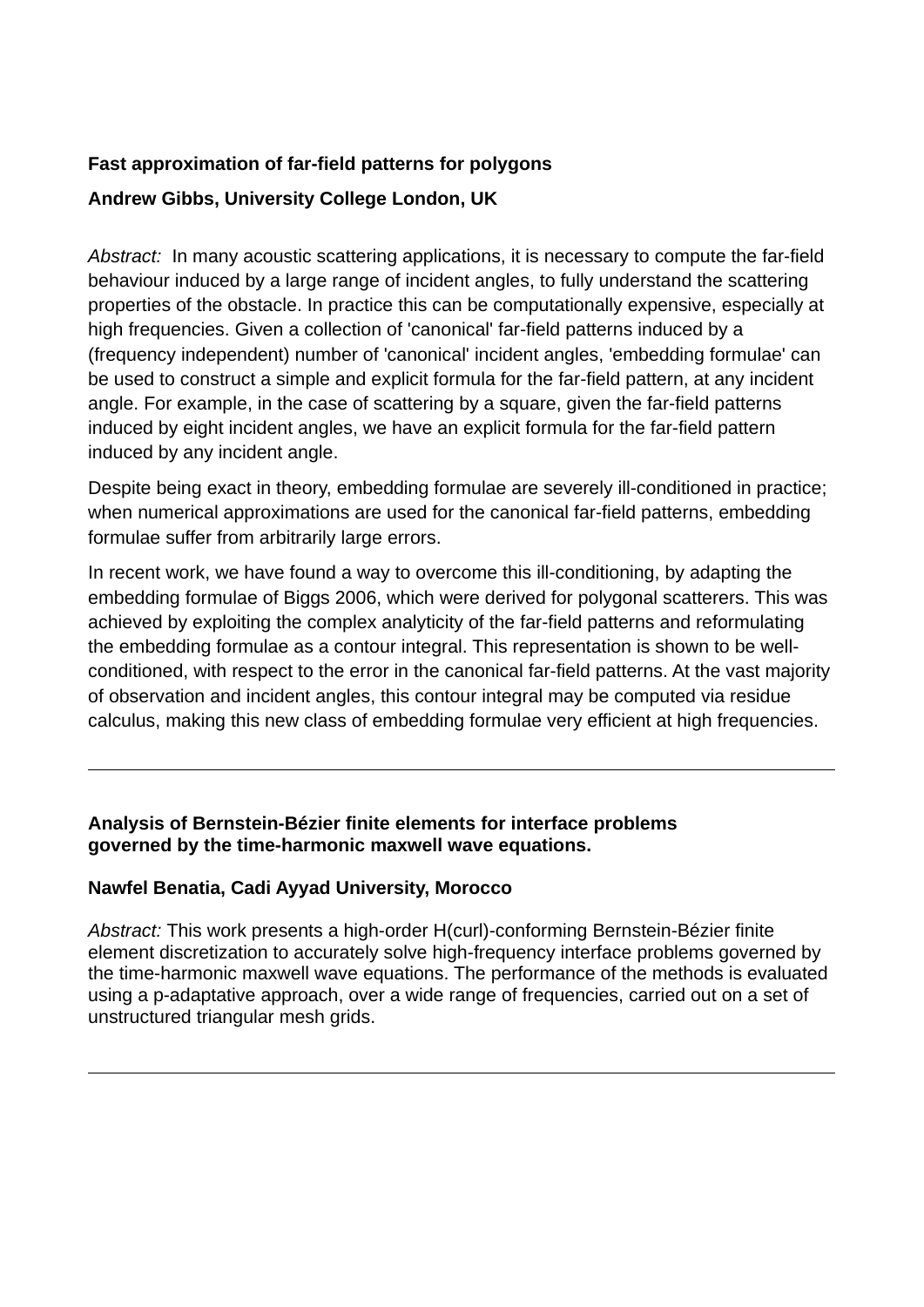**Fast approximation of far-field patterns for polygons**

**Andrew Gibbs, University College London, UK**

*Abstract:* In many acoustic scattering applications, it is necessary to compute the far-field behaviour induced by a large range of incident angles, to fully understand the scattering properties of the obstacle. In practice this can be computationally expensive, especially at high frequencies. Given a collection of 'canonical' far-field patterns induced by a (frequency independent) number of 'canonical' incident angles, 'embedding formulae' can be used to construct a simple and explicit formula for the far-field pattern, at any incident angle. For example, in the case of scattering by a square, given the far-field patterns induced by eight incident angles, we have an explicit formula for the far-field pattern induced by any incident angle.

Despite being exact in theory, embedding formulae are severely ill-conditioned in practice; when numerical approximations are used for the canonical far-field patterns, embedding formulae suffer from arbitrarily large errors.

In recent work, we have found a way to overcome this ill-conditioning, by adapting the embedding formulae of Biggs 2006, which were derived for polygonal scatterers. This was achieved by exploiting the complex analyticity of the far-field patterns and reformulating the embedding formulae as a contour integral. This representation is shown to be well-conditioned, with respect to the error in the canonical far-field patterns. At the vast majority of observation and incident angles, this contour integral may be computed via residue calculus, making this new class of embedding formulae very efficient at high frequencies.

---

**Analysis of Bernstein-Bézier finite elements for interface problems governed by the time-harmonic maxwell wave equations.**

**Nawfel Benatia, Cadi Ayyad University, Morocco**

*Abstract:* This work presents a high-order H(curl)-conforming Bernstein-Bézier finite element discretization to accurately solve high-frequency interface problems governed by the time-harmonic maxwell wave equations. The performance of the methods is evaluated using a p-adaptative approach, over a wide range of frequencies, carried out on a set of unstructured triangular mesh grids.

---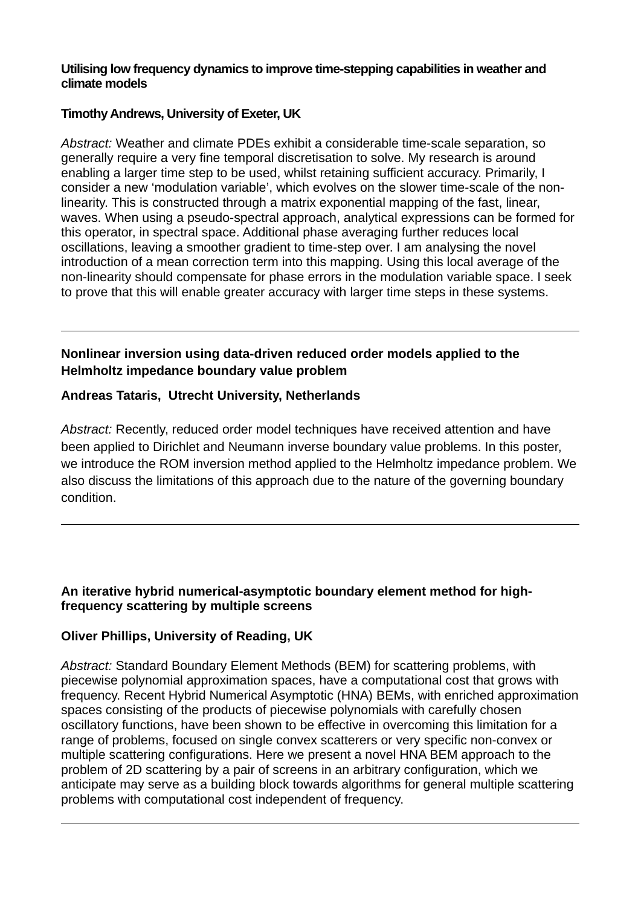**Utilising low frequency dynamics to improve time-stepping capabilities in weather and climate models**

**Timothy Andrews, University of Exeter, UK**

*Abstract:* Weather and climate PDEs exhibit a considerable time-scale separation, so generally require a very fine temporal discretisation to solve. My research is around enabling a larger time step to be used, whilst retaining sufficient accuracy. Primarily, I consider a new 'modulation variable', which evolves on the slower time-scale of the non-linearity. This is constructed through a matrix exponential mapping of the fast, linear, waves. When using a pseudo-spectral approach, analytical expressions can be formed for this operator, in spectral space. Additional phase averaging further reduces local oscillations, leaving a smoother gradient to time-step over. I am analysing the novel introduction of a mean correction term into this mapping. Using this local average of the non-linearity should compensate for phase errors in the modulation variable space. I seek to prove that this will enable greater accuracy with larger time steps in these systems.

---

**Nonlinear inversion using data-driven reduced order models applied to the Helmholtz impedance boundary value problem**

**Andreas Tataris, Utrecht University, Netherlands**

*Abstract:* Recently, reduced order model techniques have received attention and have been applied to Dirichlet and Neumann inverse boundary value problems. In this poster, we introduce the ROM inversion method applied to the Helmholtz impedance problem. We also discuss the limitations of this approach due to the nature of the governing boundary condition.

---

**An iterative hybrid numerical-asymptotic boundary element method for high-frequency scattering by multiple screens**

**Oliver Phillips, University of Reading, UK**

*Abstract:* Standard Boundary Element Methods (BEM) for scattering problems, with piecewise polynomial approximation spaces, have a computational cost that grows with frequency. Recent Hybrid Numerical Asymptotic (HNA) BEMs, with enriched approximation spaces consisting of the products of piecewise polynomials with carefully chosen oscillatory functions, have been shown to be effective in overcoming this limitation for a range of problems, focused on single convex scatterers or very specific non-convex or multiple scattering configurations. Here we present a novel HNA BEM approach to the problem of 2D scattering by a pair of screens in an arbitrary configuration, which we anticipate may serve as a building block towards algorithms for general multiple scattering problems with computational cost independent of frequency.

---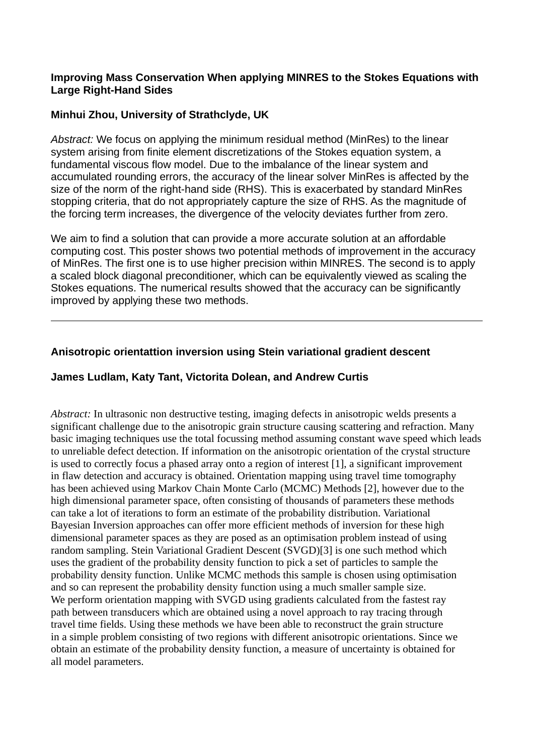**Improving Mass Conservation When applying MINRES to the Stokes Equations with Large Right-Hand Sides**

**Minhui Zhou, University of Strathclyde, UK**

*Abstract:* We focus on applying the minimum residual method (MinRes) to the linear system arising from finite element discretizations of the Stokes equation system, a fundamental viscous flow model. Due to the imbalance of the linear system and accumulated rounding errors, the accuracy of the linear solver MinRes is affected by the size of the norm of the right-hand side (RHS). This is exacerbated by standard MinRes stopping criteria, that do not appropriately capture the size of RHS. As the magnitude of the forcing term increases, the divergence of the velocity deviates further from zero.

We aim to find a solution that can provide a more accurate solution at an affordable computing cost. This poster shows two potential methods of improvement in the accuracy of MinRes. The first one is to use higher precision within MINRES. The second is to apply a scaled block diagonal preconditioner, which can be equivalently viewed as scaling the Stokes equations. The numerical results showed that the accuracy can be significantly improved by applying these two methods.

---

**Anisotropic orientattion inversion using Stein variational gradient descent**

**James Ludlam, Katy Tant, Victorita Dolean, and Andrew Curtis**

*Abstract:* In ultrasonic non destructive testing, imaging defects in anisotropic welds presents a significant challenge due to the anisotropic grain structure causing scattering and refraction. Many basic imaging techniques use the total focussing method assuming constant wave speed which leads to unreliable defect detection. If information on the anisotropic orientation of the crystal structure is used to correctly focus a phased array onto a region of interest [1], a significant improvement in flaw detection and accuracy is obtained. Orientation mapping using travel time tomography has been achieved using Markov Chain Monte Carlo (MCMC) Methods [2], however due to the high dimensional parameter space, often consisting of thousands of parameters these methods can take a lot of iterations to form an estimate of the probability distribution. Variational Bayesian Inversion approaches can offer more efficient methods of inversion for these high dimensional parameter spaces as they are posed as an optimisation problem instead of using random sampling. Stein Variational Gradient Descent (SVGD)[3] is one such method which uses the gradient of the probability density function to pick a set of particles to sample the probability density function. Unlike MCMC methods this sample is chosen using optimisation and so can represent the probability density function using a much smaller sample size. We perform orientation mapping with SVGD using gradients calculated from the fastest ray path between transducers which are obtained using a novel approach to ray tracing through travel time fields. Using these methods we have been able to reconstruct the grain structure in a simple problem consisting of two regions with different anisotropic orientations. Since we obtain an estimate of the probability density function, a measure of uncertainty is obtained for all model parameters.